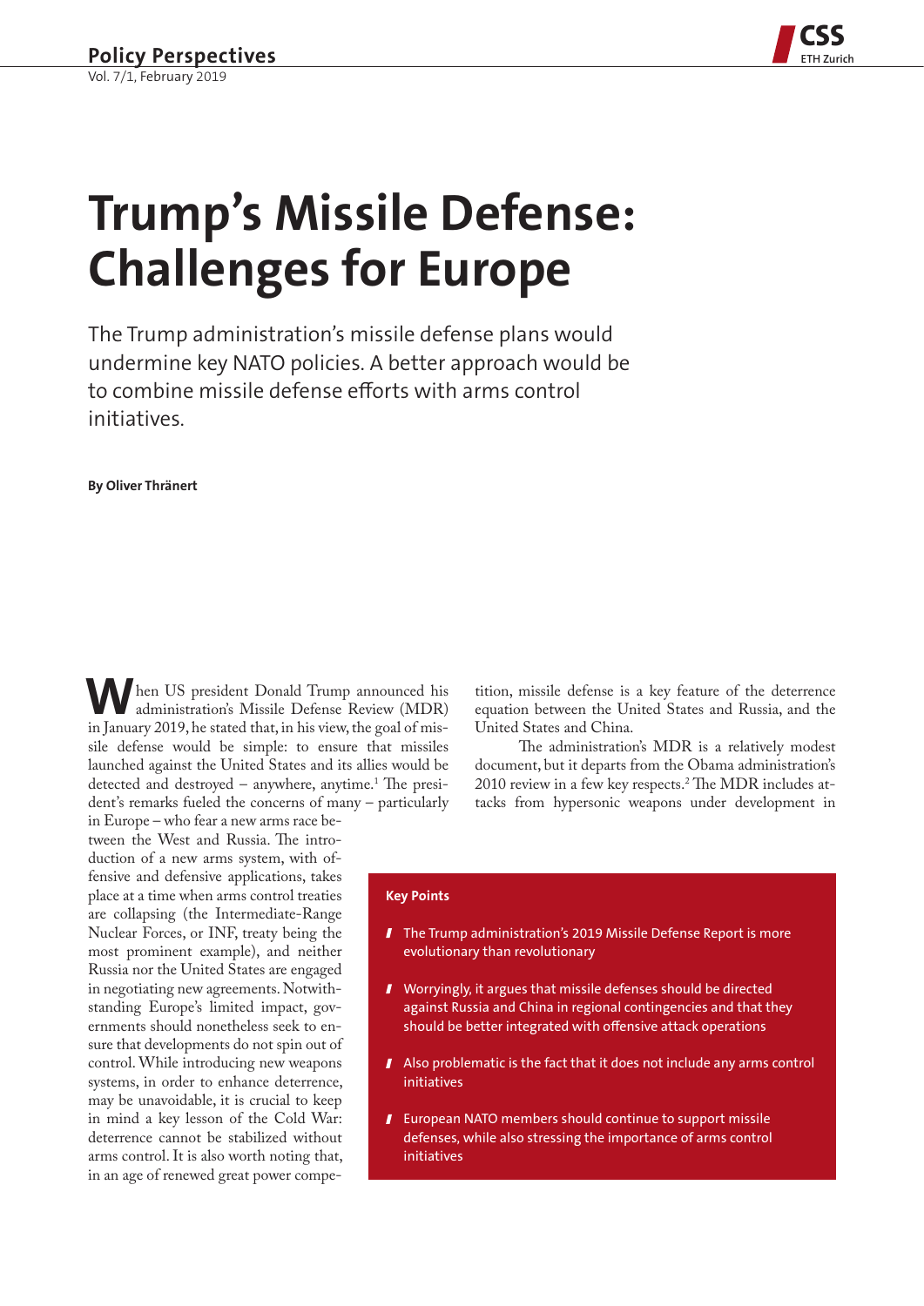# Trump's Missile Defense: Challenges for Europe

The Trump administration's missile defense plans would undermine key NATO policies. A better approach would be to combine missile defense efforts with arms control initiatives.

**By Oliver Thränert**

When US president Donald Trump announced his administration's Missile Defense Review (MDR) in January 2019, he stated that, in his view, the goal of missile defense would be simple: to ensure that missiles launched against the United States and its allies would be detected and destroyed – anywhere, anytime.[1] The president's remarks fueled the concerns of many – particularly in Europe – who fear a new arms race between the West and Russia. The introduction of a new arms system, with offensive and defensive applications, takes place at a time when arms control treaties are collapsing (the Intermediate-Range Nuclear Forces, or INF, treaty being the most prominent example), and neither Russia nor the United States are engaged in negotiating new agreements. Notwithstanding Europe's limited impact, governments should nonetheless seek to ensure that developments do not spin out of control. While introducing new weapons systems, in order to enhance deterrence, may be unavoidable, it is crucial to keep in mind a key lesson of the Cold War: deterrence cannot be stabilized without arms control. It is also worth noting that, in an age of renewed great power competition, missile defense is a key feature of the deterrence equation between the United States and Russia, and the United States and China.

The administration's MDR is a relatively modest document, but it departs from the Obama administration's 2010 review in a few key respects.[2] The MDR includes attacks from hypersonic weapons under development in

**Key Points**

- The Trump administration's 2019 Missile Defense Report is more evolutionary than revolutionary
- Worryingly, it argues that missile defenses should be directed against Russia and China in regional contingencies and that they should be better integrated with offensive attack operations
- Also problematic is the fact that it does not include any arms control initiatives
- European NATO members should continue to support missile defenses, while also stressing the importance of arms control initiatives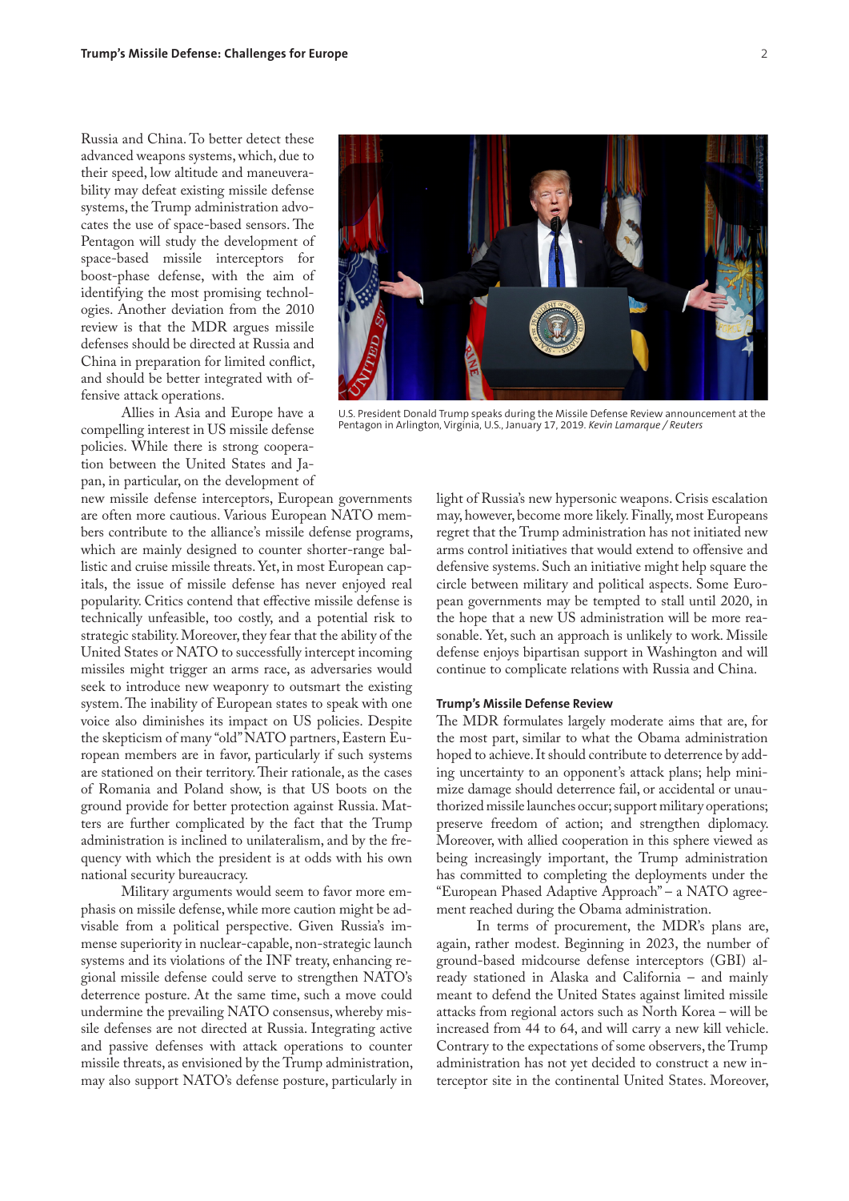Russia and China. To better detect these advanced weapons systems, which, due to their speed, low altitude and maneuverability may defeat existing missile defense systems, the Trump administration advocates the use of space-based sensors. The Pentagon will study the development of space-based missile interceptors for boost-phase defense, with the aim of identifying the most promising technologies. Another deviation from the 2010 review is that the MDR argues missile defenses should be directed at Russia and China in preparation for limited conflict, and should be better integrated with offensive attack operations.

U.S. President Donald Trump speaks during the Missile Defense Review announcement at the Pentagon in Arlington, Virginia, U.S., January 17, 2019. *Kevin Lamarque / Reuters*

Allies in Asia and Europe have a compelling interest in US missile defense policies. While there is strong cooperation between the United States and Japan, in particular, on the development of new missile defense interceptors, European governments are often more cautious. Various European NATO members contribute to the alliance's missile defense programs, which are mainly designed to counter shorter-range ballistic and cruise missile threats. Yet, in most European capitals, the issue of missile defense has never enjoyed real popularity. Critics contend that effective missile defense is technically unfeasible, too costly, and a potential risk to strategic stability. Moreover, they fear that the ability of the United States or NATO to successfully intercept incoming missiles might trigger an arms race, as adversaries would seek to introduce new weaponry to outsmart the existing system. The inability of European states to speak with one voice also diminishes its impact on US policies. Despite the skepticism of many "old" NATO partners, Eastern European members are in favor, particularly if such systems are stationed on their territory. Their rationale, as the cases of Romania and Poland show, is that US boots on the ground provide for better protection against Russia. Matters are further complicated by the fact that the Trump administration is inclined to unilateralism, and by the frequency with which the president is at odds with his own national security bureaucracy.

Military arguments would seem to favor more emphasis on missile defense, while more caution might be advisable from a political perspective. Given Russia's immense superiority in nuclear-capable, non-strategic launch systems and its violations of the INF treaty, enhancing regional missile defense could serve to strengthen NATO's deterrence posture. At the same time, such a move could undermine the prevailing NATO consensus, whereby missile defenses are not directed at Russia. Integrating active and passive defenses with attack operations to counter missile threats, as envisioned by the Trump administration, may also support NATO's defense posture, particularly in light of Russia's new hypersonic weapons. Crisis escalation may, however, become more likely. Finally, most Europeans regret that the Trump administration has not initiated new arms control initiatives that would extend to offensive and defensive systems. Such an initiative might help square the circle between military and political aspects. Some European governments may be tempted to stall until 2020, in the hope that a new US administration will be more reasonable. Yet, such an approach is unlikely to work. Missile defense enjoys bipartisan support in Washington and will continue to complicate relations with Russia and China.

### Trump's Missile Defense Review

The MDR formulates largely moderate aims that are, for the most part, similar to what the Obama administration hoped to achieve. It should contribute to deterrence by adding uncertainty to an opponent's attack plans; help minimize damage should deterrence fail, or accidental or unauthorized missile launches occur; support military operations; preserve freedom of action; and strengthen diplomacy. Moreover, with allied cooperation in this sphere viewed as being increasingly important, the Trump administration has committed to completing the deployments under the "European Phased Adaptive Approach" – a NATO agreement reached during the Obama administration.

In terms of procurement, the MDR's plans are, again, rather modest. Beginning in 2023, the number of ground-based midcourse defense interceptors (GBI) already stationed in Alaska and California – and mainly meant to defend the United States against limited missile attacks from regional actors such as North Korea – will be increased from 44 to 64, and will carry a new kill vehicle. Contrary to the expectations of some observers, the Trump administration has not yet decided to construct a new interceptor site in the continental United States. Moreover,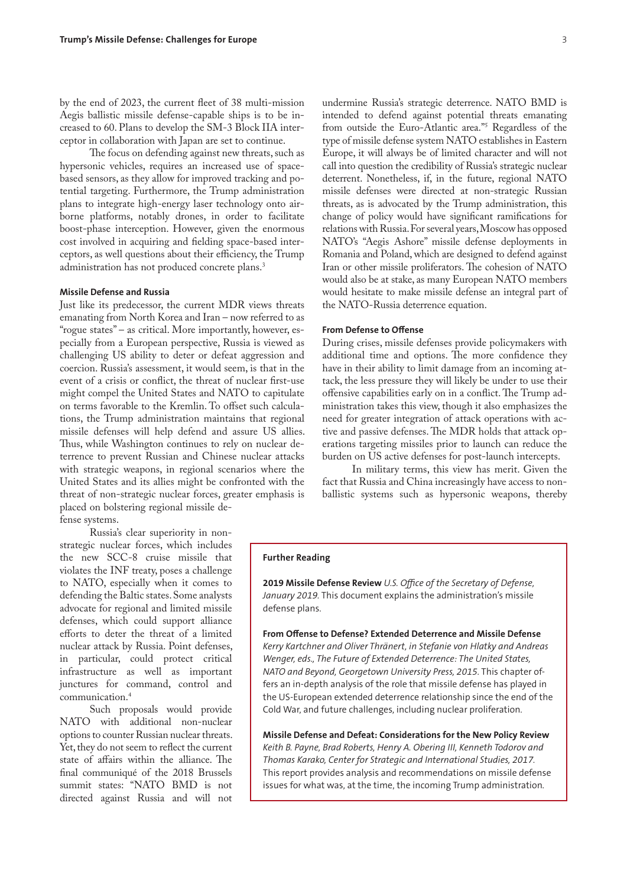by the end of 2023, the current fleet of 38 multi-mission Aegis ballistic missile defense-capable ships is to be increased to 60. Plans to develop the SM-3 Block IIA interceptor in collaboration with Japan are set to continue.

The focus on defending against new threats, such as hypersonic vehicles, requires an increased use of space-based sensors, as they allow for improved tracking and potential targeting. Furthermore, the Trump administration plans to integrate high-energy laser technology onto airborne platforms, notably drones, in order to facilitate boost-phase interception. However, given the enormous cost involved in acquiring and fielding space-based interceptors, as well questions about their efficiency, the Trump administration has not produced concrete plans.[3]

### Missile Defense and Russia

Just like its predecessor, the current MDR views threats emanating from North Korea and Iran – now referred to as "rogue states" – as critical. More importantly, however, especially from a European perspective, Russia is viewed as challenging US ability to deter or defeat aggression and coercion. Russia's assessment, it would seem, is that in the event of a crisis or conflict, the threat of nuclear first-use might compel the United States and NATO to capitulate on terms favorable to the Kremlin. To offset such calculations, the Trump administration maintains that regional missile defenses will help defend and assure US allies. Thus, while Washington continues to rely on nuclear deterrence to prevent Russian and Chinese nuclear attacks with strategic weapons, in regional scenarios where the United States and its allies might be confronted with the threat of non-strategic nuclear forces, greater emphasis is placed on bolstering regional missile defense systems.

Russia's clear superiority in non-strategic nuclear forces, which includes the new SCC-8 cruise missile that violates the INF treaty, poses a challenge to NATO, especially when it comes to defending the Baltic states. Some analysts advocate for regional and limited missile defenses, which could support alliance efforts to deter the threat of a limited nuclear attack by Russia. Point defenses, in particular, could protect critical infrastructure as well as important junctures for command, control and communication.[4]

Such proposals would provide NATO with additional non-nuclear options to counter Russian nuclear threats. Yet, they do not seem to reflect the current state of affairs within the alliance. The final communiqué of the 2018 Brussels summit states: "NATO BMD is not directed against Russia and will not undermine Russia's strategic deterrence. NATO BMD is intended to defend against potential threats emanating from outside the Euro-Atlantic area."[5] Regardless of the type of missile defense system NATO establishes in Eastern Europe, it will always be of limited character and will not call into question the credibility of Russia's strategic nuclear deterrent. Nonetheless, if, in the future, regional NATO missile defenses were directed at non-strategic Russian threats, as is advocated by the Trump administration, this change of policy would have significant ramifications for relations with Russia. For several years, Moscow has opposed NATO's "Aegis Ashore" missile defense deployments in Romania and Poland, which are designed to defend against Iran or other missile proliferators. The cohesion of NATO would also be at stake, as many European NATO members would hesitate to make missile defense an integral part of the NATO-Russia deterrence equation.

### From Defense to Offense

During crises, missile defenses provide policymakers with additional time and options. The more confidence they have in their ability to limit damage from an incoming attack, the less pressure they will likely be under to use their offensive capabilities early on in a conflict. The Trump administration takes this view, though it also emphasizes the need for greater integration of attack operations with active and passive defenses. The MDR holds that attack operations targeting missiles prior to launch can reduce the burden on US active defenses for post-launch intercepts.

In military terms, this view has merit. Given the fact that Russia and China increasingly have access to non-ballistic systems such as hypersonic weapons, thereby

---

**Further Reading**

**2019 Missile Defense Review** *U.S. Office of the Secretary of Defense, January 2019.* This document explains the administration's missile defense plans.

**From Offense to Defense? Extended Deterrence and Missile Defense** *Kerry Kartchner and Oliver Thränert, in Stefanie von Hlatky and Andreas Wenger, eds., The Future of Extended Deterrence: The United States, NATO and Beyond, Georgetown University Press, 2015.* This chapter offers an in-depth analysis of the role that missile defense has played in the US-European extended deterrence relationship since the end of the Cold War, and future challenges, including nuclear proliferation.

**Missile Defense and Defeat: Considerations for the New Policy Review** *Keith B. Payne, Brad Roberts, Henry A. Obering III, Kenneth Todorov and Thomas Karako, Center for Strategic and International Studies, 2017.* This report provides analysis and recommendations on missile defense issues for what was, at the time, the incoming Trump administration.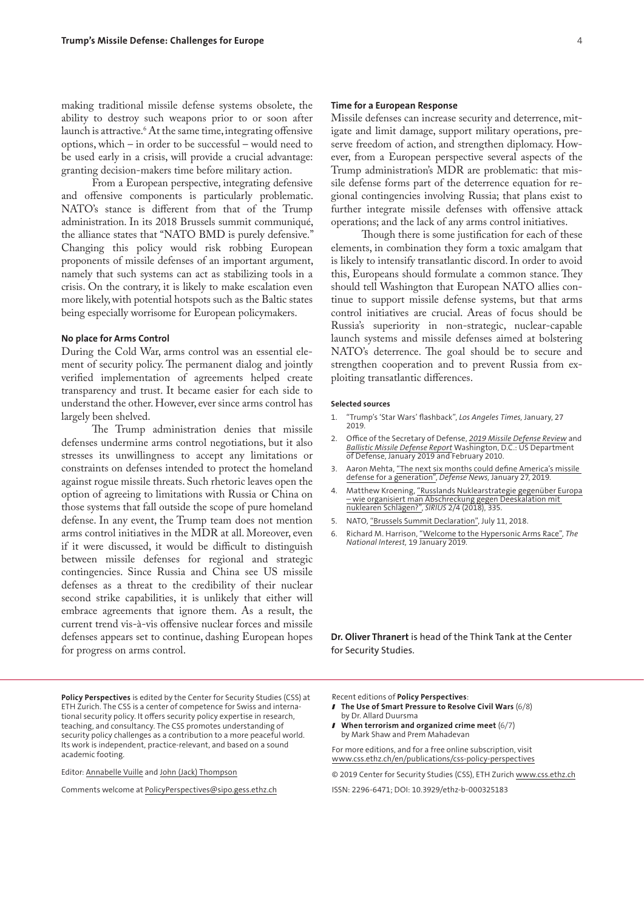making traditional missile defense systems obsolete, the ability to destroy such weapons prior to or soon after launch is attractive.[6] At the same time, integrating offensive options, which – in order to be successful – would need to be used early in a crisis, will provide a crucial advantage: granting decision-makers time before military action.

From a European perspective, integrating defensive and offensive components is particularly problematic. NATO's stance is different from that of the Trump administration. In its 2018 Brussels summit communiqué, the alliance states that "NATO BMD is purely defensive." Changing this policy would risk robbing European proponents of missile defenses of an important argument, namely that such systems can act as stabilizing tools in a crisis. On the contrary, it is likely to make escalation even more likely, with potential hotspots such as the Baltic states being especially worrisome for European policymakers.

### No place for Arms Control

During the Cold War, arms control was an essential element of security policy. The permanent dialog and jointly verified implementation of agreements helped create transparency and trust. It became easier for each side to understand the other. However, ever since arms control has largely been shelved.

The Trump administration denies that missile defenses undermine arms control negotiations, but it also stresses its unwillingness to accept any limitations or constraints on defenses intended to protect the homeland against rogue missile threats. Such rhetoric leaves open the option of agreeing to limitations with Russia or China on those systems that fall outside the scope of pure homeland defense. In any event, the Trump team does not mention arms control initiatives in the MDR at all. Moreover, even if it were discussed, it would be difficult to distinguish between missile defenses for regional and strategic contingencies. Since Russia and China see US missile defenses as a threat to the credibility of their nuclear second strike capabilities, it is unlikely that either will embrace agreements that ignore them. As a result, the current trend vis-à-vis offensive nuclear forces and missile defenses appears set to continue, dashing European hopes for progress on arms control.

### Time for a European Response

Missile defenses can increase security and deterrence, mitigate and limit damage, support military operations, preserve freedom of action, and strengthen diplomacy. However, from a European perspective several aspects of the Trump administration's MDR are problematic: that missile defense forms part of the deterrence equation for regional contingencies involving Russia; that plans exist to further integrate missile defenses with offensive attack operations; and the lack of any arms control initiatives.

Though there is some justification for each of these elements, in combination they form a toxic amalgam that is likely to intensify transatlantic discord. In order to avoid this, Europeans should formulate a common stance. They should tell Washington that European NATO allies continue to support missile defense systems, but that arms control initiatives are crucial. Areas of focus should be Russia's superiority in non-strategic, nuclear-capable launch systems and missile defenses aimed at bolstering NATO's deterrence. The goal should be to secure and strengthen cooperation and to prevent Russia from exploiting transatlantic differences.

#### Selected sources

1. "Trump's 'Star Wars' flashback", *Los Angeles Times*, January, 27 2019.
2. Office of the Secretary of Defense, *2019 Missile Defense Review* and *Ballistic Missile Defense Report* Washington, D.C.: US Department of Defense, January 2019 and February 2010.
3. Aaron Mehta, "The next six months could define America's missile defense for a generation", *Defense News*, January 27, 2019.
4. Matthew Kroening, "Russlands Nuklearstrategie gegenüber Europa – wie organisiert man Abschreckung gegen Deeskalation mit nuklearen Schlägen?", *SIRIUS* 2/4 (2018), 335.
5. NATO, "Brussels Summit Declaration", July 11, 2018.
6. Richard M. Harrison, "Welcome to the Hypersonic Arms Race", *The National Interest*, 19 January 2019.

**Dr. Oliver Thränert** is head of the Think Tank at the Center for Security Studies.

---

**Policy Perspectives** is edited by the Center for Security Studies (CSS) at ETH Zurich. The CSS is a center of competence for Swiss and international security policy. It offers security policy expertise in research, teaching, and consultancy. The CSS promotes understanding of security policy challenges as a contribution to a more peaceful world. Its work is independent, practice-relevant, and based on a sound academic footing.

Editor: Annabelle Vuille and John (Jack) Thompson

Comments welcome at PolicyPerspectives@sipo.gess.ethz.ch

Recent editions of **Policy Perspectives**:

- **The Use of Smart Pressure to Resolve Civil Wars** (6/8) by Dr. Allard Duursma
- **When terrorism and organized crime meet** (6/7) by Mark Shaw and Prem Mahadevan

For more editions, and for a free online subscription, visit www.css.ethz.ch/en/publications/css-policy-perspectives

© 2019 Center for Security Studies (CSS), ETH Zurich www.css.ethz.ch

ISSN: 2296-6471; DOI: 10.3929/ethz-b-000325183